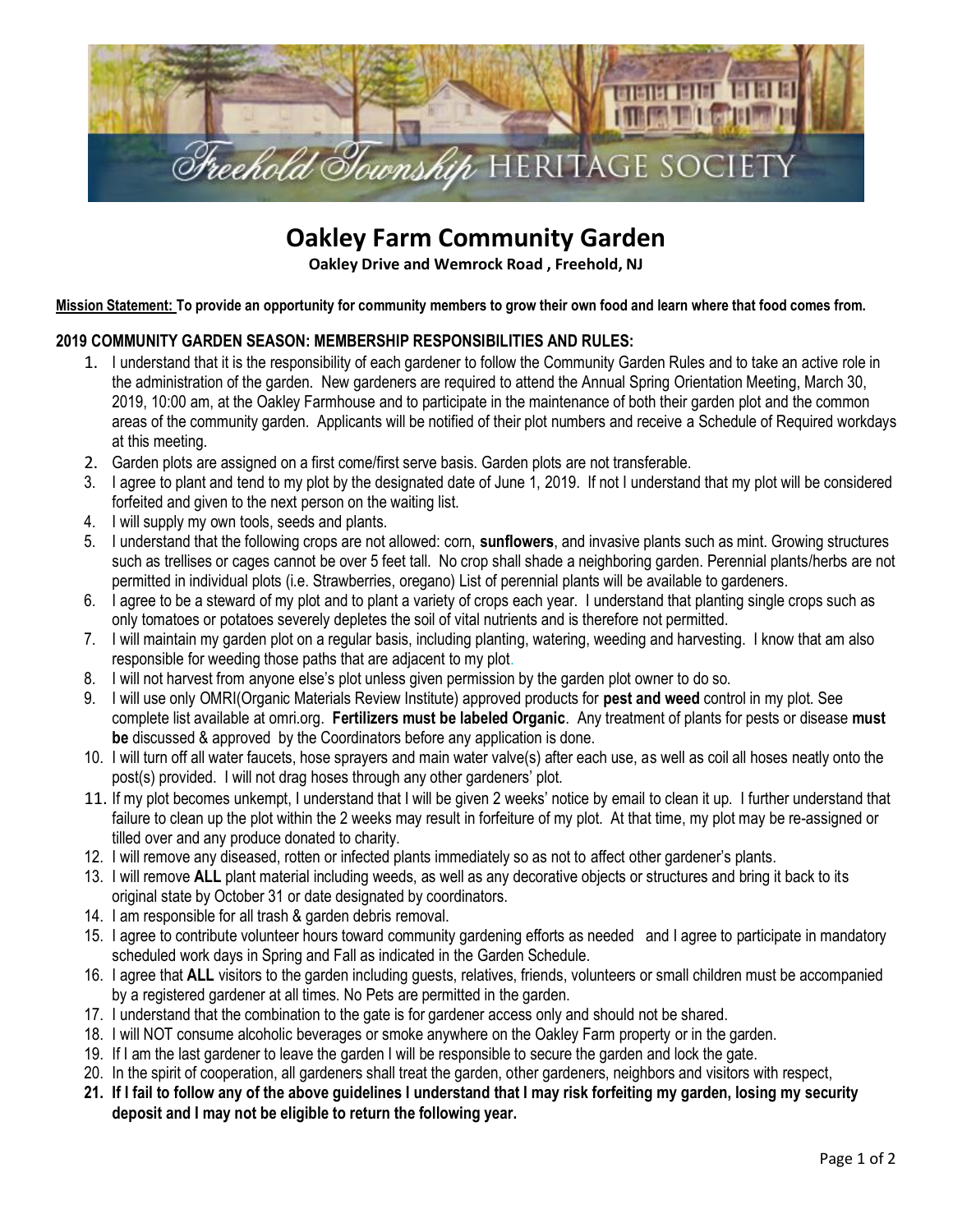Freehold Township HERITAGE SOCIETY

# Oakley Farm Community Garden

**Oakley Drive and Wemrock Road , Freehold, NJ**

**Mission Statement:** **To provide an opportunity for community members to grow their own food and learn where that food comes from.**

## 2019 COMMUNITY GARDEN SEASON: MEMBERSHIP RESPONSIBILITIES AND RULES:

1. I understand that it is the responsibility of each gardener to follow the Community Garden Rules and to take an active role in the administration of the garden. New gardeners are required to attend the Annual Spring Orientation Meeting, March 30, 2019, 10:00 am, at the Oakley Farmhouse and to participate in the maintenance of both their garden plot and the common areas of the community garden. Applicants will be notified of their plot numbers and receive a Schedule of Required workdays at this meeting.
2. Garden plots are assigned on a first come/first serve basis. Garden plots are not transferable.
3. I agree to plant and tend to my plot by the designated date of June 1, 2019. If not I understand that my plot will be considered forfeited and given to the next person on the waiting list.
4. I will supply my own tools, seeds and plants.
5. I understand that the following crops are not allowed: corn, **sunflowers**, and invasive plants such as mint. Growing structures such as trellises or cages cannot be over 5 feet tall. No crop shall shade a neighboring garden. Perennial plants/herbs are not permitted in individual plots (i.e. Strawberries, oregano) List of perennial plants will be available to gardeners.
6. I agree to be a steward of my plot and to plant a variety of crops each year. I understand that planting single crops such as only tomatoes or potatoes severely depletes the soil of vital nutrients and is therefore not permitted.
7. I will maintain my garden plot on a regular basis, including planting, watering, weeding and harvesting. I know that am also responsible for weeding those paths that are adjacent to my plot.
8. I will not harvest from anyone else's plot unless given permission by the garden plot owner to do so.
9. I will use only OMRI(Organic Materials Review Institute) approved products for **pest and weed** control in my plot. See complete list available at omri.org. **Fertilizers must be labeled Organic**. Any treatment of plants for pests or disease **must be** discussed & approved by the Coordinators before any application is done.
10. I will turn off all water faucets, hose sprayers and main water valve(s) after each use, as well as coil all hoses neatly onto the post(s) provided. I will not drag hoses through any other gardeners' plot.
11. If my plot becomes unkempt, I understand that I will be given 2 weeks' notice by email to clean it up. I further understand that failure to clean up the plot within the 2 weeks may result in forfeiture of my plot. At that time, my plot may be re-assigned or tilled over and any produce donated to charity.
12. I will remove any diseased, rotten or infected plants immediately so as not to affect other gardener's plants.
13. I will remove **ALL** plant material including weeds, as well as any decorative objects or structures and bring it back to its original state by October 31 or date designated by coordinators.
14. I am responsible for all trash & garden debris removal.
15. I agree to contribute volunteer hours toward community gardening efforts as needed and I agree to participate in mandatory scheduled work days in Spring and Fall as indicated in the Garden Schedule.
16. I agree that **ALL** visitors to the garden including guests, relatives, friends, volunteers or small children must be accompanied by a registered gardener at all times. No Pets are permitted in the garden.
17. I understand that the combination to the gate is for gardener access only and should not be shared.
18. I will NOT consume alcoholic beverages or smoke anywhere on the Oakley Farm property or in the garden.
19. If I am the last gardener to leave the garden I will be responsible to secure the garden and lock the gate.
20. In the spirit of cooperation, all gardeners shall treat the garden, other gardeners, neighbors and visitors with respect,
21. **If I fail to follow any of the above guidelines I understand that I may risk forfeiting my garden, losing my security deposit and I may not be eligible to return the following year.**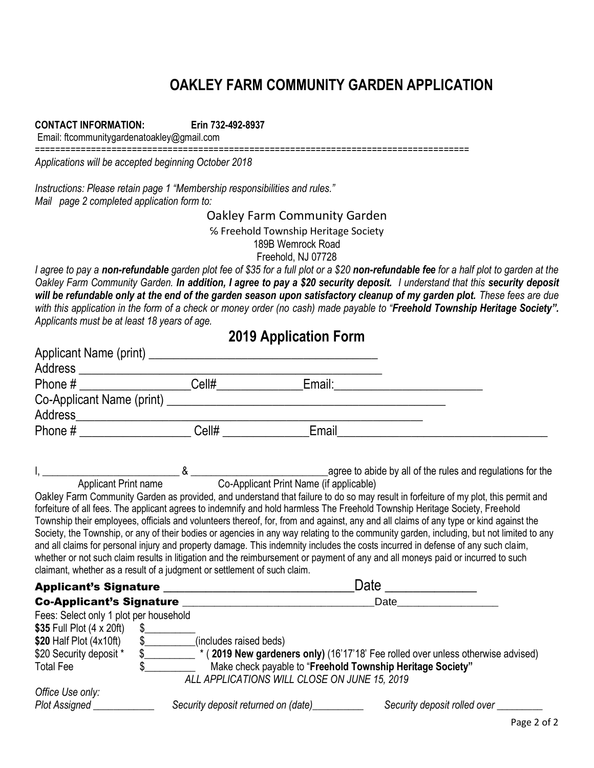# OAKLEY FARM COMMUNITY GARDEN APPLICATION

**CONTACT INFORMATION:** **Erin 732-492-8937**

Email: ftcommunitygardenatoakley@gmail.com

=====================================================================================

*Applications will be accepted beginning October 2018*

*Instructions: Please retain page 1 "Membership responsibilities and rules."*
*Mail page 2 completed application form to:*

Oakley Farm Community Garden
℅ Freehold Township Heritage Society
189B Wemrock Road
Freehold, NJ 07728

*I agree to pay a **non-refundable** garden plot fee of $35 for a full plot or a $20 **non-refundable fee** for a half plot to garden at the Oakley Farm Community Garden. **In addition, I agree to pay a $20 security deposit.** I understand that this **security deposit will be refundable only at the end of the garden season upon satisfactory cleanup of my garden plot.** These fees are due with this application in the form of a check or money order (no cash) made payable to "**Freehold Township Heritage Society".** Applicants must be at least 18 years of age.*

## 2019 Application Form

Applicant Name (print) ____________________________________

Address ___________________________________________

Phone # _________________Cell#_____________Email:_______________________

Co-Applicant Name (print) ___________________________________________

Address___________________________________________________

Phone # _________________ Cell# _____________Email_________________________________

I, _________________________ & _________________________agree to abide by all of the rules and regulations for the
Applicant Print name Co-Applicant Print Name (if applicable)

Oakley Farm Community Garden as provided, and understand that failure to do so may result in forfeiture of my plot, this permit and forfeiture of all fees. The applicant agrees to indemnify and hold harmless The Freehold Township Heritage Society, Freehold Township their employees, officials and volunteers thereof, for, from and against, any and all claims of any type or kind against the Society, the Township, or any of their bodies or agencies in any way relating to the community garden, including, but not limited to any and all claims for personal injury and property damage. This indemnity includes the costs incurred in defense of any such claim, whether or not such claim results in litigation and the reimbursement or payment of any and all moneys paid or incurred to such claimant, whether as a result of a judgment or settlement of such claim.

**Applicant's Signature** ____________________________ Date _____________

**Co-Applicant's Signature** ________________________________ Date_________________

Fees: Select only 1 plot per household

**$35** Full Plot (4 x 20ft) $_________

**$20** Half Plot (4x10ft) $_________(includes raised beds)

$20 Security deposit * $_________ * ( **2019 New gardeners only)** (16'17'18' Fee rolled over unless otherwise advised)

Total Fee $_________ Make check payable to "**Freehold Township Heritage Society"**

*ALL APPLICATIONS WILL CLOSE ON JUNE 15, 2019*

*Office Use only:*

*Plot Assigned ___________* *Security deposit returned on (date)_________* *Security deposit rolled over ________*